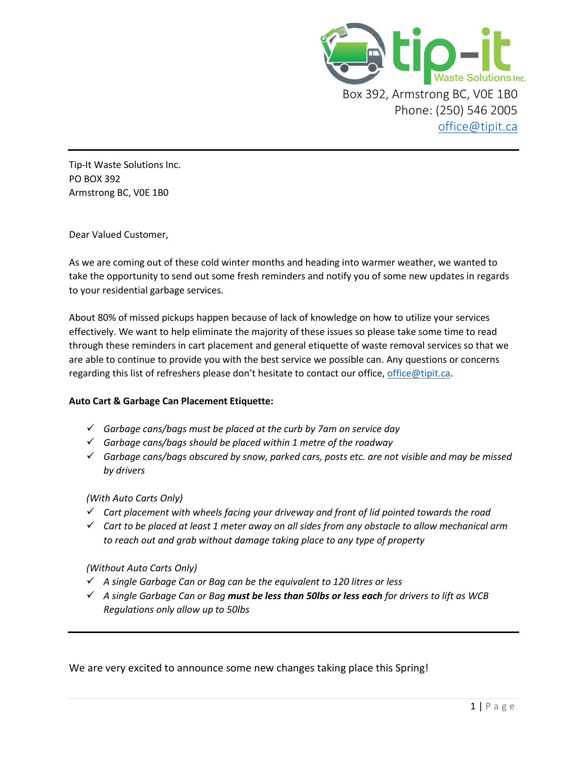tip-it Waste Solutions Inc.

Box 392, Armstrong BC, V0E 1B0
Phone: (250) 546 2005
office@tipit.ca

---

Tip-It Waste Solutions Inc.
PO BOX 392
Armstrong BC, V0E 1B0

Dear Valued Customer,

As we are coming out of these cold winter months and heading into warmer weather, we wanted to take the opportunity to send out some fresh reminders and notify you of some new updates in regards to your residential garbage services.

About 80% of missed pickups happen because of lack of knowledge on how to utilize your services effectively. We want to help eliminate the majority of these issues so please take some time to read through these reminders in cart placement and general etiquette of waste removal services so that we are able to continue to provide you with the best service we possible can. Any questions or concerns regarding this list of refreshers please don't hesitate to contact our office, office@tipit.ca.

**Auto Cart & Garbage Can Placement Etiquette:**

- ✓ *Garbage cans/bags must be placed at the curb by 7am on service day*
- ✓ *Garbage cans/bags should be placed within 1 metre of the roadway*
- ✓ *Garbage cans/bags obscured by snow, parked cars, posts etc. are not visible and may be missed by drivers*

*(With Auto Carts Only)*

- ✓ *Cart placement with wheels facing your driveway and front of lid pointed towards the road*
- ✓ *Cart to be placed at least 1 meter away on all sides from any obstacle to allow mechanical arm to reach out and grab without damage taking place to any type of property*

*(Without Auto Carts Only)*

- ✓ *A single Garbage Can or Bag can be the equivalent to 120 litres or less*
- ✓ *A single Garbage Can or Bag* ***must be less than 50lbs or less each*** *for drivers to lift as WCB Regulations only allow up to 50lbs*

---

We are very excited to announce some new changes taking place this Spring!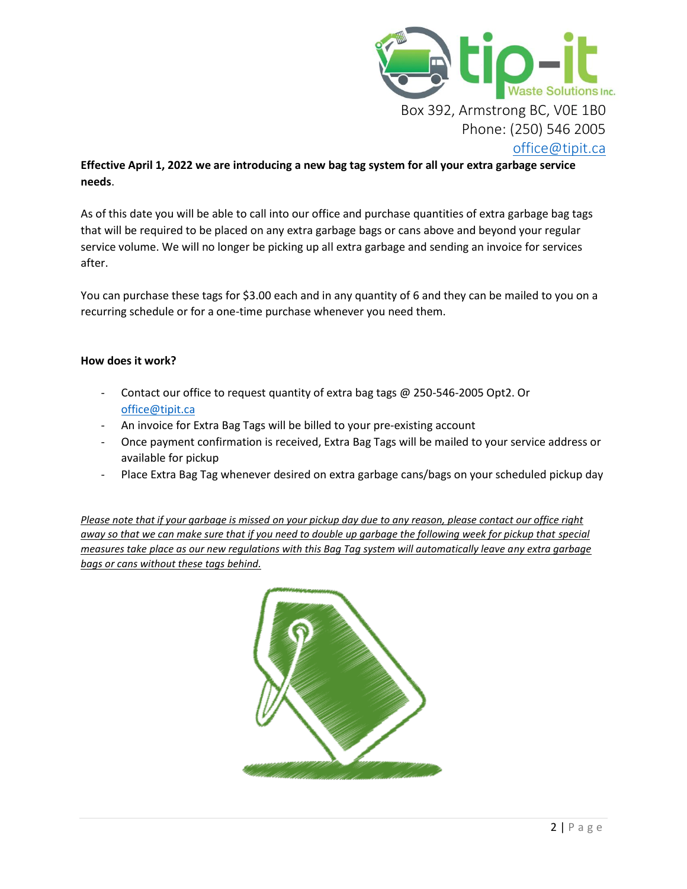Box 392, Armstrong BC, V0E 1B0
Phone: (250) 546 2005
office@tipit.ca

**Effective April 1, 2022 we are introducing a new bag tag system for all your extra garbage service needs**.

As of this date you will be able to call into our office and purchase quantities of extra garbage bag tags that will be required to be placed on any extra garbage bags or cans above and beyond your regular service volume. We will no longer be picking up all extra garbage and sending an invoice for services after.

You can purchase these tags for $3.00 each and in any quantity of 6 and they can be mailed to you on a recurring schedule or for a one-time purchase whenever you need them.

**How does it work?**

- Contact our office to request quantity of extra bag tags @ 250-546-2005 Opt2. Or office@tipit.ca
- An invoice for Extra Bag Tags will be billed to your pre-existing account
- Once payment confirmation is received, Extra Bag Tags will be mailed to your service address or available for pickup
- Place Extra Bag Tag whenever desired on extra garbage cans/bags on your scheduled pickup day

*Please note that if your garbage is missed on your pickup day due to any reason, please contact our office right away so that we can make sure that if you need to double up garbage the following week for pickup that special measures take place as our new regulations with this Bag Tag system will automatically leave any extra garbage bags or cans without these tags behind.*